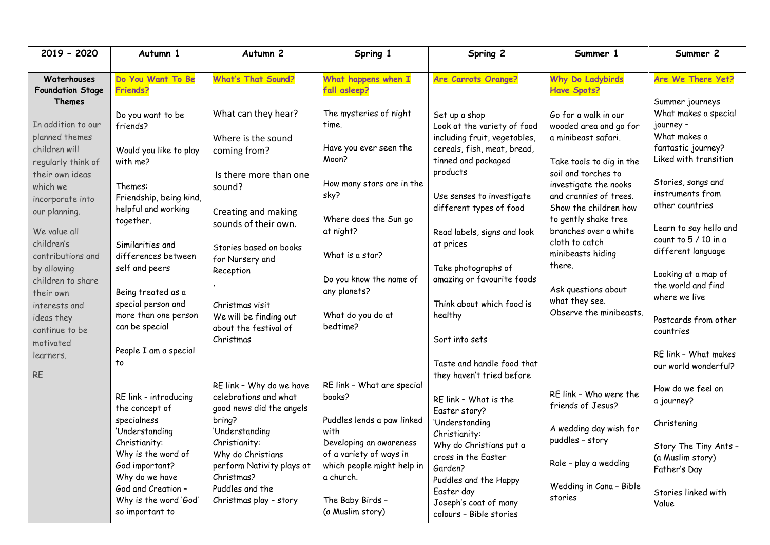| 2019 – 2020 | Autumn 1 | Autumn 2 | Spring 1 | Spring 2 | Summer 1 | Summer 2 |
|---|---|---|---|---|---|---|
| **Waterhouses Foundation Stage Themes**<br><br>In addition to our planned themes children will regularly think of their own ideas which we incorporate into our planning.<br><br>We value all children's contributions and by allowing children to share their own interests and ideas they continue to be motivated learners.<br><br>RE | **Do You Want To Be Friends?**<br><br>Do you want to be friends?<br><br>Would you like to play with me?<br><br>Themes:<br>Friendship, being kind, helpful and working together.<br><br>Similarities and differences between self and peers<br><br>Being treated as a special person and more than one person can be special<br><br>People I am a special to<br><br>RE link - introducing the concept of specialness<br>'Understanding Christianity:<br>Why is the word of God important?<br>Why do we have God and Creation – Why is the word 'God' so important to | **What's That Sound?**<br><br>What can they hear?<br><br>Where is the sound coming from?<br><br>Is there more than one sound?<br><br>Creating and making sounds of their own.<br><br>Stories based on books for Nursery and Reception<br>,<br><br>Christmas visit<br>We will be finding out about the festival of Christmas<br><br>RE link – Why do we have celebrations and what good news did the angels bring?<br>'Understanding Christianity:<br>Why do Christians perform Nativity plays at Christmas?<br>Puddles and the Christmas play - story | **What happens when I fall asleep?**<br><br>The mysteries of night time.<br><br>Have you ever seen the Moon?<br><br>How many stars are in the sky?<br><br>Where does the Sun go at night?<br><br>What is a star?<br><br>Do you know the name of any planets?<br><br>What do you do at bedtime?<br><br>RE link – What are special books?<br><br>Puddles lends a paw linked with<br>Developing an awareness of a variety of ways in which people might help in a church.<br><br>The Baby Birds –<br>(a Muslim story) | **Are Carrots Orange?**<br><br>Set up a shop<br>Look at the variety of food including fruit, vegetables, cereals, fish, meat, bread, tinned and packaged products<br><br>Use senses to investigate different types of food<br><br>Read labels, signs and look at prices<br><br>Take photographs of amazing or favourite foods<br><br>Think about which food is healthy<br><br>Sort into sets<br><br>Taste and handle food that they haven't tried before<br><br>RE link – What is the Easter story?<br>'Understanding Christianity:<br>Why do Christians put a cross in the Easter Garden?<br>Puddles and the Happy Easter day<br>Joseph's coat of many colours – Bible stories | **Why Do Ladybirds Have Spots?**<br><br>Go for a walk in our wooded area and go for a minibeast safari.<br><br>Take tools to dig in the soil and torches to investigate the nooks and crannies of trees. Show the children how to gently shake tree branches over a white cloth to catch minibeasts hiding there.<br><br>Ask questions about what they see.<br>Observe the minibeasts.<br><br>RE link – Who were the friends of Jesus?<br><br>A wedding day wish for puddles – story<br><br>Role – play a wedding<br><br>Wedding in Cana – Bible stories | **Are We There Yet?**<br><br>Summer journeys<br>What makes a special journey –<br>What makes a fantastic journey?<br>Liked with transition<br><br>Stories, songs and instruments from other countries<br><br>Learn to say hello and count to 5 / 10 in a different language<br><br>Looking at a map of the world and find where we live<br><br>Postcards from other countries<br><br>RE link – What makes our world wonderful?<br><br>How do we feel on a journey?<br><br>Christening<br><br>Story The Tiny Ants – (a Muslim story)<br>Father's Day<br><br>Stories linked with Value |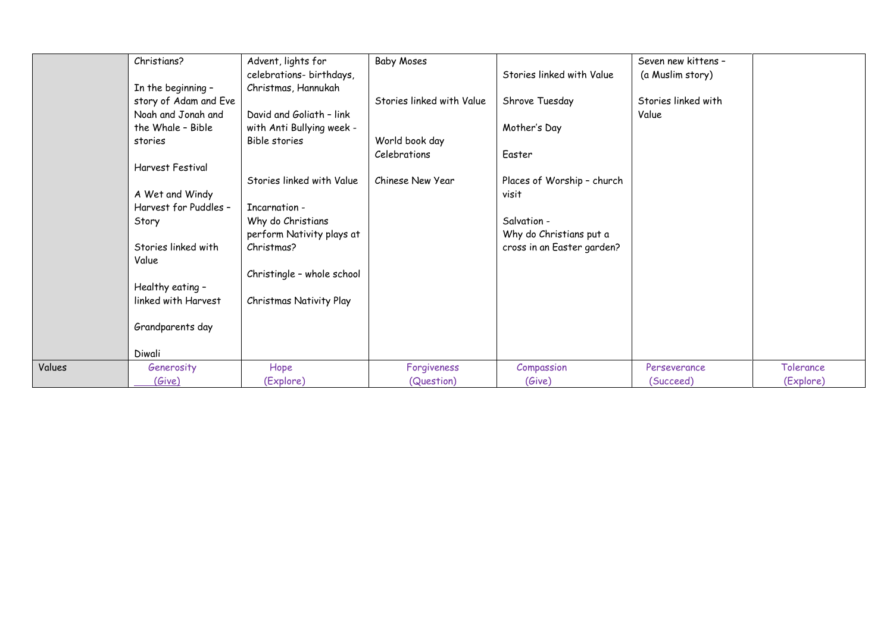| | | | | | | |
|---|---|---|---|---|---|---|
| | Christians?<br><br>In the beginning – story of Adam and Eve Noah and Jonah and the Whale – Bible stories<br><br>Harvest Festival<br><br>A Wet and Windy Harvest for Puddles – Story<br><br>Stories linked with Value<br><br>Healthy eating – linked with Harvest<br><br>Grandparents day<br><br>Diwali | Advent, lights for celebrations- birthdays, Christmas, Hannukah<br><br>David and Goliath – link with Anti Bullying week - Bible stories<br><br>Stories linked with Value<br><br>Incarnation -<br>Why do Christians perform Nativity plays at Christmas?<br><br>Christingle – whole school<br><br>Christmas Nativity Play | Baby Moses<br><br>Stories linked with Value<br><br>World book day Celebrations<br><br>Chinese New Year | Stories linked with Value<br><br>Shrove Tuesday<br><br>Mother's Day<br><br>Easter<br><br>Places of Worship – church visit<br><br>Salvation -<br>Why do Christians put a cross in an Easter garden? | Seven new kittens – (a Muslim story)<br><br>Stories linked with Value | |
| Values | Generosity (Give) | Hope (Explore) | Forgiveness (Question) | Compassion (Give) | Perseverance (Succeed) | Tolerance (Explore) |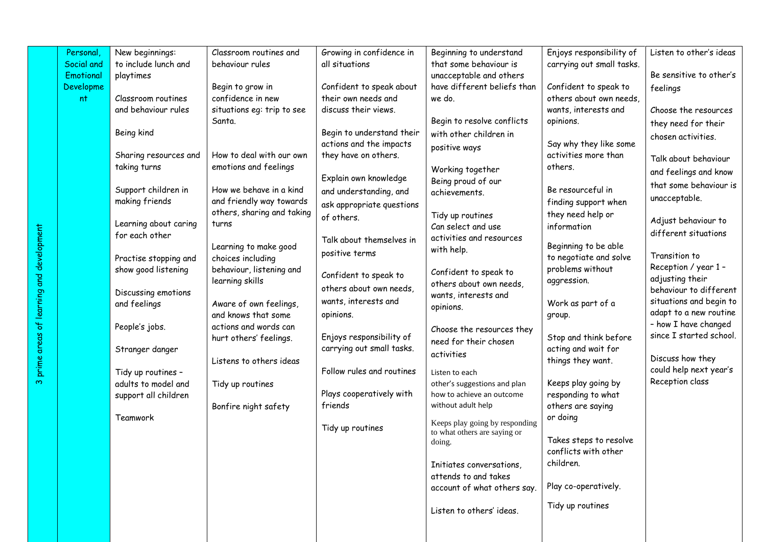| 3 prime areas of learning and development | Personal, Social and Emotional Development | New beginnings: to include lunch and playtimes<br><br>Classroom routines and behaviour rules<br><br>Being kind<br><br>Sharing resources and taking turns<br><br>Support children in making friends<br><br>Learning about caring for each other<br><br>Practise stopping and show good listening<br><br>Discussing emotions and feelings<br><br>People's jobs.<br><br>Stranger danger<br><br>Tidy up routines – adults to model and support all children<br><br>Teamwork | Classroom routines and behaviour rules<br><br>Begin to grow in confidence in new situations eg: trip to see Santa.<br><br>How to deal with our own emotions and feelings<br><br>How we behave in a kind and friendly way towards others, sharing and taking turns<br><br>Learning to make good choices including behaviour, listening and learning skills<br><br>Aware of own feelings, and knows that some actions and words can hurt others' feelings.<br><br>Listens to others ideas<br><br>Tidy up routines<br><br>Bonfire night safety | Growing in confidence in all situations<br><br>Confident to speak about their own needs and discuss their views.<br><br>Begin to understand their actions and the impacts they have on others.<br><br>Explain own knowledge and understanding, and ask appropriate questions of others.<br><br>Talk about themselves in positive terms<br><br>Confident to speak to others about own needs, wants, interests and opinions.<br><br>Enjoys responsibility of carrying out small tasks.<br><br>Follow rules and routines<br><br>Plays cooperatively with friends<br><br>Tidy up routines | Beginning to understand that some behaviour is unacceptable and others have different beliefs than we do.<br><br>Begin to resolve conflicts with other children in positive ways<br><br>Working together<br>Being proud of our achievements.<br><br>Tidy up routines<br>Can select and use activities and resources with help.<br><br>Confident to speak to others about own needs, wants, interests and opinions.<br><br>Choose the resources they need for their chosen activities<br><br>Listen to each other's suggestions and plan how to achieve an outcome without adult help<br><br>Keeps play going by responding to what others are saying or doing.<br><br>Initiates conversations, attends to and takes account of what others say.<br><br>Listen to others' ideas. | Enjoys responsibility of carrying out small tasks.<br><br>Confident to speak to others about own needs, wants, interests and opinions.<br><br>Say why they like some activities more than others.<br><br>Be resourceful in finding support when they need help or information<br><br>Beginning to be able to negotiate and solve problems without aggression.<br><br>Work as part of a group.<br><br>Stop and think before acting and wait for things they want.<br><br>Keeps play going by responding to what others are saying or doing<br><br>Takes steps to resolve conflicts with other children.<br><br>Play co-operatively.<br><br>Tidy up routines | Listen to other's ideas<br><br>Be sensitive to other's feelings<br><br>Choose the resources they need for their chosen activities.<br><br>Talk about behaviour and feelings and know that some behaviour is unacceptable.<br><br>Adjust behaviour to different situations<br><br>Transition to Reception / year 1 – adjusting their behaviour to different situations and begin to adapt to a new routine – how I have changed since I started school.<br><br>Discuss how they could help next year's Reception class |
|---|---|---|---|---|---|---|---|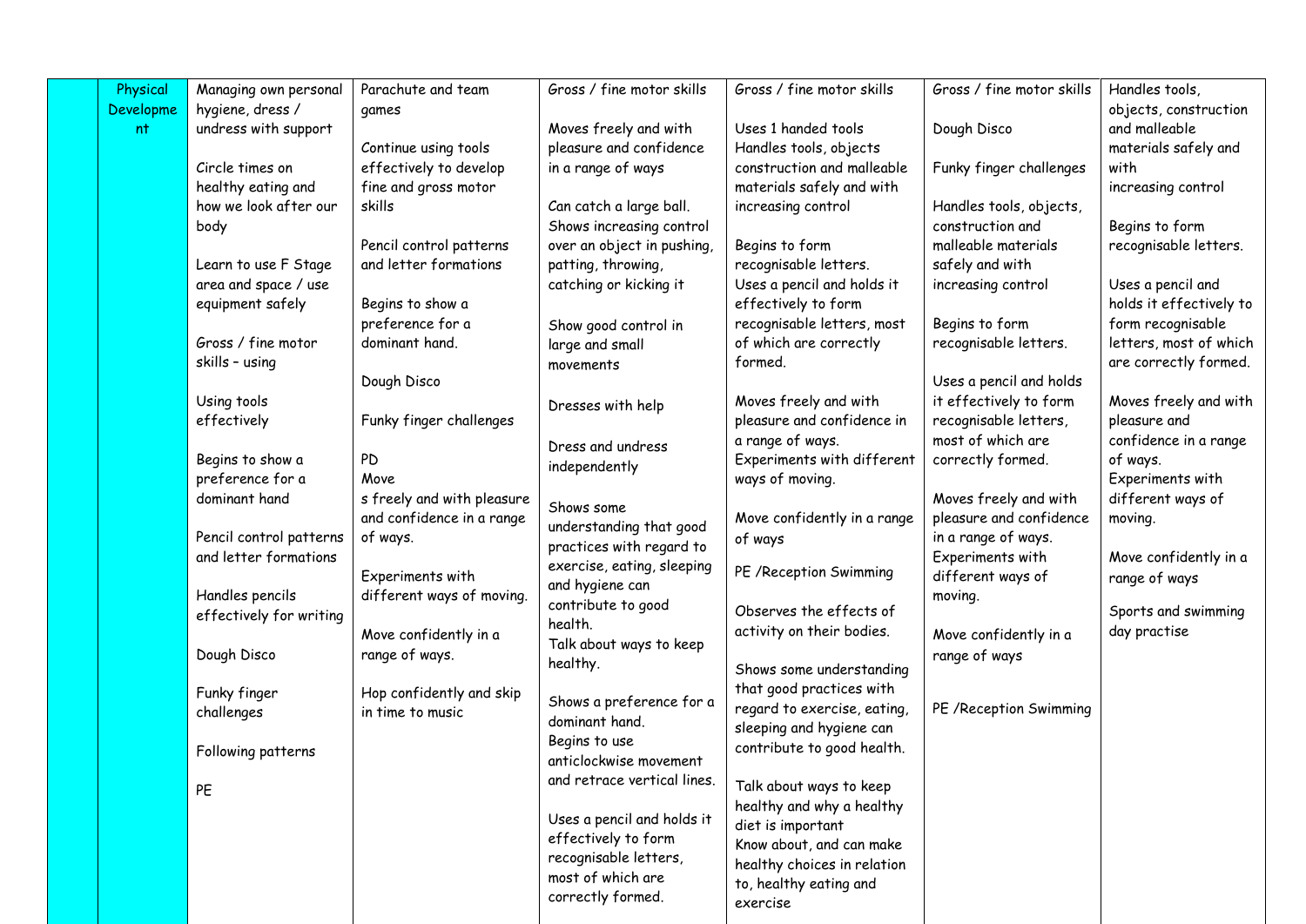| | | | | | | | |
|---|---|---|---|---|---|---|---|
| | Physical Development | Managing own personal hygiene, dress / undress with support<br><br>Circle times on healthy eating and how we look after our body<br><br>Learn to use F Stage area and space / use equipment safely<br><br>Gross / fine motor skills – using<br><br>Using tools effectively<br><br>Begins to show a preference for a dominant hand<br><br>Pencil control patterns and letter formations<br><br>Handles pencils effectively for writing<br><br>Dough Disco<br><br>Funky finger challenges<br><br>Following patterns<br><br>PE | Parachute and team games<br><br>Continue using tools effectively to develop fine and gross motor skills<br><br>Pencil control patterns and letter formations<br><br>Begins to show a preference for a dominant hand.<br><br>Dough Disco<br><br>Funky finger challenges<br><br>PD<br>Move<br>s freely and with pleasure and confidence in a range of ways.<br><br>Experiments with different ways of moving.<br><br>Move confidently in a range of ways.<br><br>Hop confidently and skip in time to music | Gross / fine motor skills<br><br>Moves freely and with pleasure and confidence in a range of ways<br><br>Can catch a large ball.<br>Shows increasing control over an object in pushing, patting, throwing, catching or kicking it<br><br>Show good control in large and small movements<br><br>Dresses with help<br><br>Dress and undress independently<br><br>Shows some understanding that good practices with regard to exercise, eating, sleeping and hygiene can contribute to good health.<br>Talk about ways to keep healthy.<br><br>Shows a preference for a dominant hand.<br>Begins to use anticlockwise movement and retrace vertical lines.<br><br>Uses a pencil and holds it effectively to form recognisable letters, most of which are correctly formed. | Gross / fine motor skills<br><br>Uses 1 handed tools<br>Handles tools, objects construction and malleable materials safely and with increasing control<br><br>Begins to form recognisable letters.<br>Uses a pencil and holds it effectively to form recognisable letters, most of which are correctly formed.<br><br>Moves freely and with pleasure and confidence in a range of ways.<br>Experiments with different ways of moving.<br><br>Move confidently in a range of ways<br><br>PE /Reception Swimming<br><br>Observes the effects of activity on their bodies.<br><br>Shows some understanding that good practices with regard to exercise, eating, sleeping and hygiene can contribute to good health.<br><br>Talk about ways to keep healthy and why a healthy diet is important<br>Know about, and can make healthy choices in relation to, healthy eating and exercise | Gross / fine motor skills<br><br>Dough Disco<br><br>Funky finger challenges<br><br>Handles tools, objects, construction and malleable materials safely and with increasing control<br><br>Begins to form recognisable letters.<br><br>Uses a pencil and holds it effectively to form recognisable letters, most of which are correctly formed.<br><br>Moves freely and with pleasure and confidence in a range of ways.<br>Experiments with different ways of moving.<br><br>Move confidently in a range of ways<br><br>PE /Reception Swimming | Handles tools, objects, construction and malleable materials safely and with increasing control<br><br>Begins to form recognisable letters.<br><br>Uses a pencil and holds it effectively to form recognisable letters, most of which are correctly formed.<br><br>Moves freely and with pleasure and confidence in a range of ways.<br>Experiments with different ways of moving.<br><br>Move confidently in a range of ways<br><br>Sports and swimming day practise |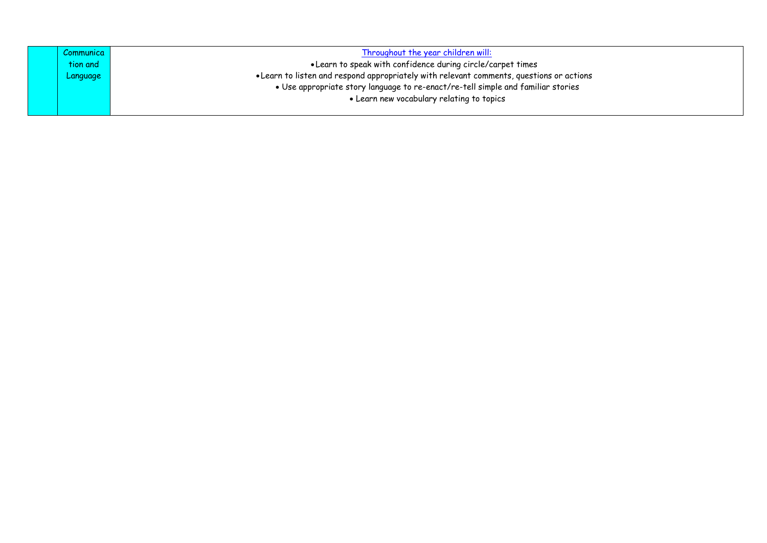| | | |
|---|---|---|
| | Communication and Language | Throughout the year children will:<br>• Learn to speak with confidence during circle/carpet times<br>• Learn to listen and respond appropriately with relevant comments, questions or actions<br>• Use appropriate story language to re-enact/re-tell simple and familiar stories<br>• Learn new vocabulary relating to topics |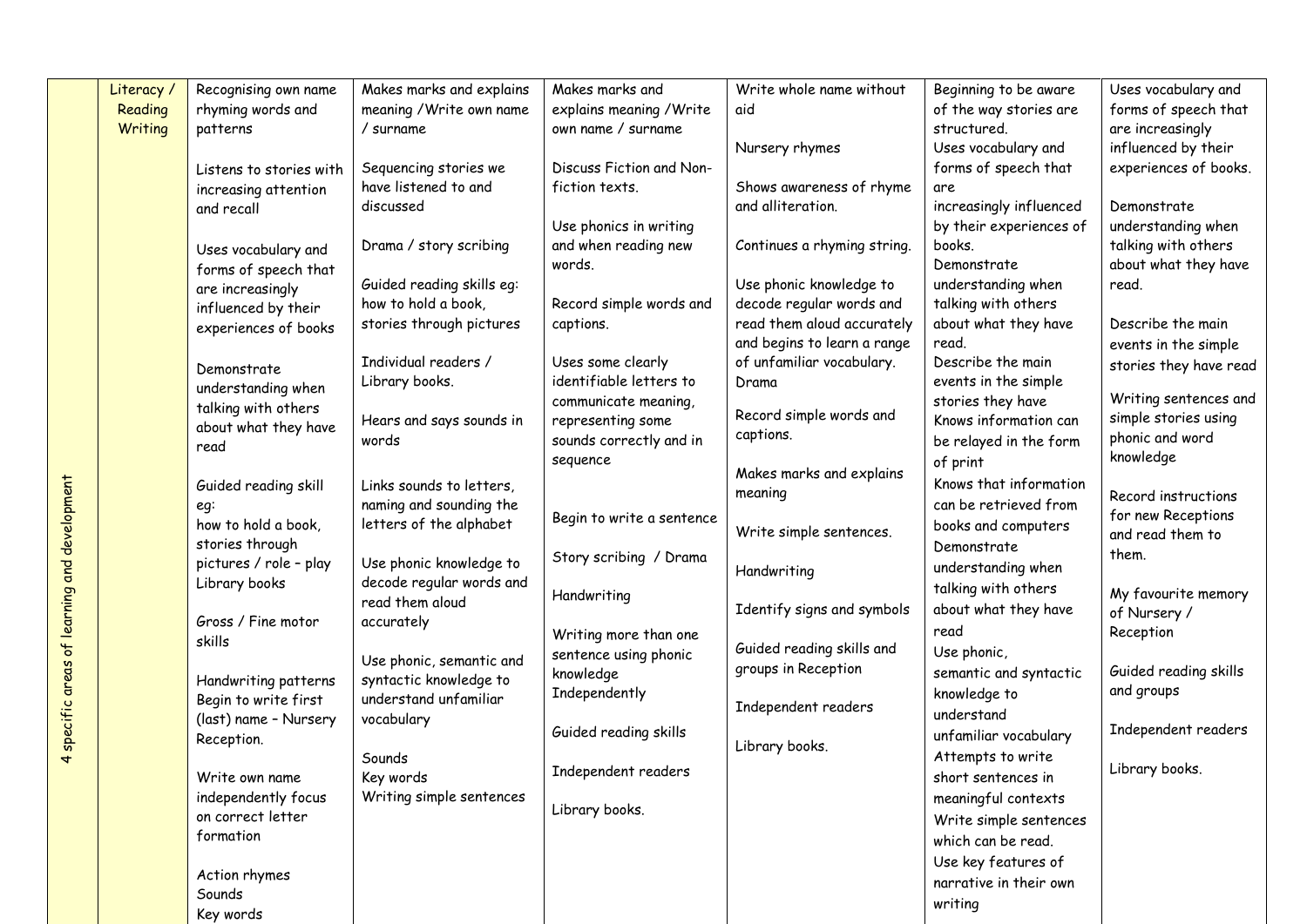| 4 specific areas of learning and development | Literacy / Reading Writing | Recognising own name rhyming words and patterns<br><br>Listens to stories with increasing attention and recall<br><br>Uses vocabulary and forms of speech that are increasingly influenced by their experiences of books<br><br>Demonstrate understanding when talking with others about what they have read<br><br>Guided reading skill eg:<br>how to hold a book, stories through pictures / role – play Library books<br><br>Gross / Fine motor skills<br><br>Handwriting patterns Begin to write first (last) name – Nursery Reception.<br><br>Write own name independently focus on correct letter formation<br><br>Action rhymes<br>Sounds<br>Key words | Makes marks and explains meaning /Write own name / surname<br><br>Sequencing stories we have listened to and discussed<br><br>Drama / story scribing<br><br>Guided reading skills eg: how to hold a book, stories through pictures<br><br>Individual readers / Library books.<br><br>Hears and says sounds in words<br><br>Links sounds to letters, naming and sounding the letters of the alphabet<br><br>Use phonic knowledge to decode regular words and read them aloud accurately<br><br>Use phonic, semantic and syntactic knowledge to understand unfamiliar vocabulary<br><br>Sounds<br>Key words<br>Writing simple sentences | Makes marks and explains meaning /Write own name / surname<br><br>Discuss Fiction and Non-fiction texts.<br><br>Use phonics in writing and when reading new words.<br><br>Record simple words and captions.<br><br>Uses some clearly identifiable letters to communicate meaning, representing some sounds correctly and in sequence<br><br>Begin to write a sentence<br><br>Story scribing / Drama<br><br>Handwriting<br><br>Writing more than one sentence using phonic knowledge Independently<br><br>Guided reading skills<br><br>Independent readers<br><br>Library books. | Write whole name without aid<br><br>Nursery rhymes<br><br>Shows awareness of rhyme and alliteration.<br><br>Continues a rhyming string.<br><br>Use phonic knowledge to decode regular words and read them aloud accurately and begins to learn a range of unfamiliar vocabulary.<br>Drama<br><br>Record simple words and captions.<br><br>Makes marks and explains meaning<br><br>Write simple sentences.<br><br>Handwriting<br><br>Identify signs and symbols<br><br>Guided reading skills and groups in Reception<br><br>Independent readers<br><br>Library books. | Beginning to be aware of the way stories are structured.<br>Uses vocabulary and forms of speech that are increasingly influenced by their experiences of books.<br>Demonstrate understanding when talking with others about what they have read.<br>Describe the main events in the simple stories they have<br>Knows information can be relayed in the form of print<br>Knows that information can be retrieved from books and computers<br>Demonstrate understanding when talking with others about what they have read<br>Use phonic, semantic and syntactic knowledge to understand unfamiliar vocabulary<br>Attempts to write short sentences in meaningful contexts<br>Write simple sentences which can be read.<br>Use key features of narrative in their own writing | Uses vocabulary and forms of speech that are increasingly influenced by their experiences of books.<br><br>Demonstrate understanding when talking with others about what they have read.<br><br>Describe the main events in the simple stories they have read<br><br>Writing sentences and simple stories using phonic and word knowledge<br><br>Record instructions for new Receptions and read them to them.<br><br>My favourite memory of Nursery / Reception<br><br>Guided reading skills and groups<br><br>Independent readers<br><br>Library books. |
|---|---|---|---|---|---|---|---|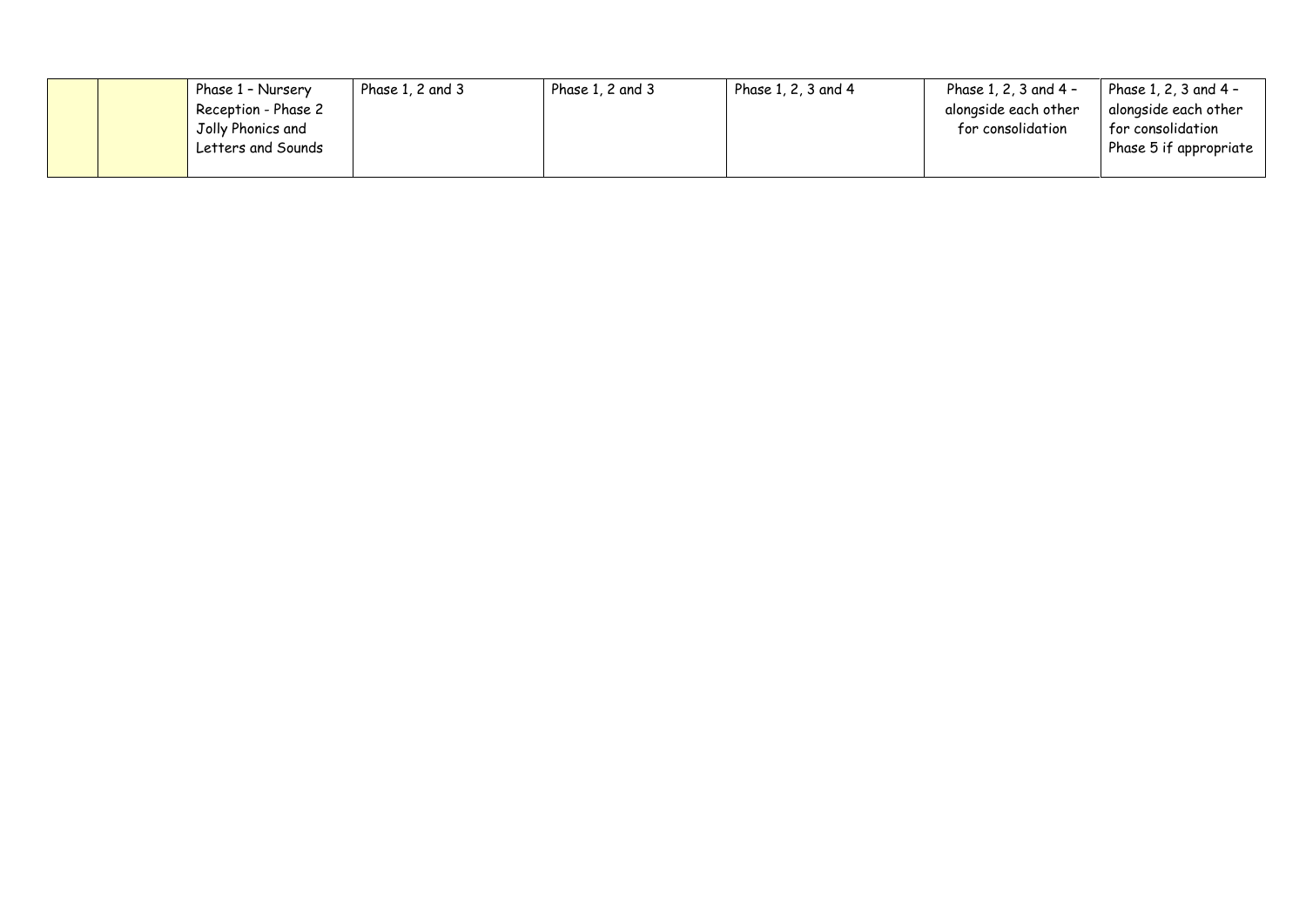| | | | | | | | |
|---|---|---|---|---|---|---|---|
| | | Phase 1 – Nursery<br>Reception - Phase 2<br>Jolly Phonics and Letters and Sounds | Phase 1, 2 and 3 | Phase 1, 2 and 3 | Phase 1, 2, 3 and 4 | Phase 1, 2, 3 and 4 – alongside each other for consolidation | Phase 1, 2, 3 and 4 – alongside each other for consolidation<br>Phase 5 if appropriate |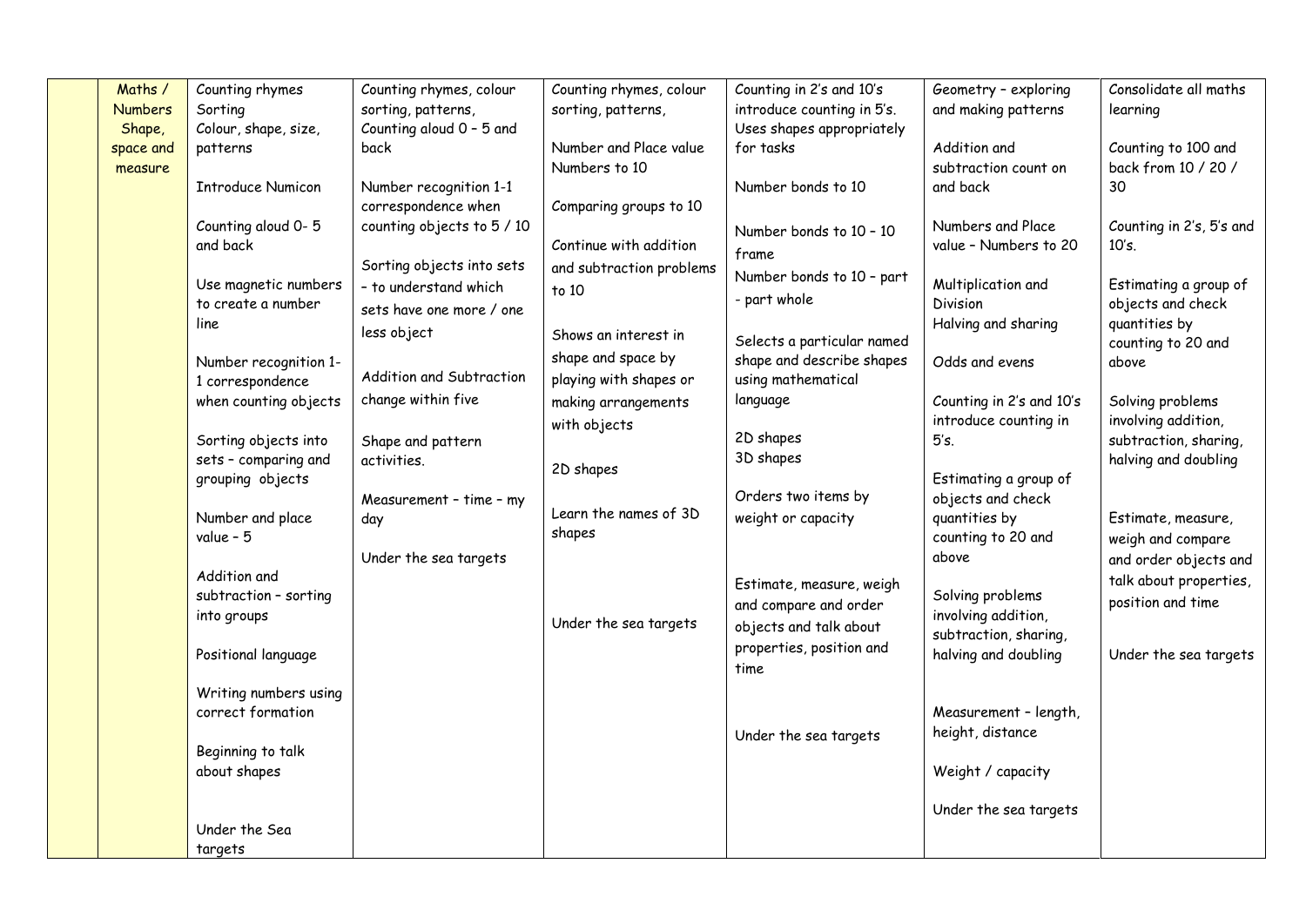| | Maths / Numbers Shape, space and measure | Counting rhymes<br>Sorting<br>Colour, shape, size, patterns<br><br>Introduce Numicon<br><br>Counting aloud 0- 5 and back<br><br>Use magnetic numbers to create a number line<br><br>Number recognition 1-1 correspondence when counting objects<br><br>Sorting objects into sets – comparing and grouping objects<br><br>Number and place value – 5<br><br>Addition and subtraction – sorting into groups<br><br>Positional language<br><br>Writing numbers using correct formation<br><br>Beginning to talk about shapes<br><br>Under the Sea targets | Counting rhymes, colour sorting, patterns,<br>Counting aloud 0 – 5 and back<br><br>Number recognition 1-1 correspondence when counting objects to 5 / 10<br><br>Sorting objects into sets – to understand which sets have one more / one less object<br><br>Addition and Subtraction change within five<br><br>Shape and pattern activities.<br><br>Measurement – time – my day<br><br>Under the sea targets | Counting rhymes, colour sorting, patterns,<br><br>Number and Place value Numbers to 10<br><br>Comparing groups to 10<br><br>Continue with addition and subtraction problems to 10<br><br>Shows an interest in shape and space by playing with shapes or making arrangements with objects<br><br>2D shapes<br><br>Learn the names of 3D shapes<br><br>Under the sea targets | Counting in 2's and 10's introduce counting in 5's.<br>Uses shapes appropriately for tasks<br><br>Number bonds to 10<br><br>Number bonds to 10 – 10 frame<br>Number bonds to 10 – part - part whole<br><br>Selects a particular named shape and describe shapes using mathematical language<br><br>2D shapes<br>3D shapes<br><br>Orders two items by weight or capacity<br><br>Estimate, measure, weigh and compare and order objects and talk about properties, position and time<br><br>Under the sea targets | Geometry – exploring and making patterns<br><br>Addition and subtraction count on and back<br><br>Numbers and Place value – Numbers to 20<br><br>Multiplication and Division<br>Halving and sharing<br><br>Odds and evens<br><br>Counting in 2's and 10's introduce counting in 5's.<br><br>Estimating a group of objects and check quantities by counting to 20 and above<br><br>Solving problems involving addition, subtraction, sharing, halving and doubling<br><br>Measurement – length, height, distance<br><br>Weight / capacity<br><br>Under the sea targets | Consolidate all maths learning<br><br>Counting to 100 and back from 10 / 20 / 30<br><br>Counting in 2's, 5's and 10's.<br><br>Estimating a group of objects and check quantities by counting to 20 and above<br><br>Solving problems involving addition, subtraction, sharing, halving and doubling<br><br>Estimate, measure, weigh and compare and order objects and talk about properties, position and time<br><br>Under the sea targets |
|---|---|---|---|---|---|---|---|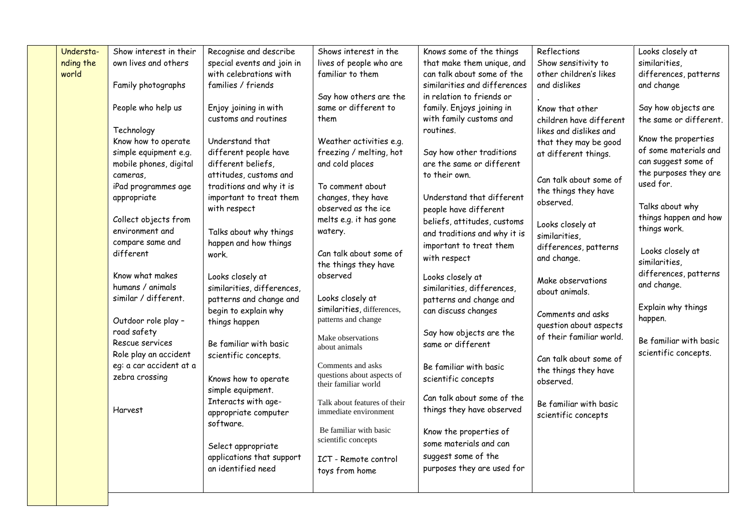|  | Understanding the world | Show interest in their own lives and others<br><br>Family photographs<br><br>People who help us<br><br>Technology<br>Know how to operate simple equipment e.g. mobile phones, digital cameras,<br>iPad programmes age appropriate<br><br>Collect objects from environment and compare same and different<br><br>Know what makes humans / animals similar / different.<br><br>Outdoor role play – road safety<br>Rescue services<br>Role play an accident eg: a car accident at a zebra crossing<br><br>Harvest | Recognise and describe special events and join in with celebrations with families / friends<br><br>Enjoy joining in with customs and routines<br><br>Understand that different people have different beliefs, attitudes, customs and traditions and why it is important to treat them with respect<br><br>Talks about why things happen and how things work.<br><br>Looks closely at similarities, differences, patterns and change and begin to explain why things happen<br><br>Be familiar with basic scientific concepts.<br><br>Knows how to operate simple equipment.<br>Interacts with age-appropriate computer software.<br><br>Select appropriate applications that support an identified need | Shows interest in the lives of people who are familiar to them<br><br>Say how others are the same or different to them<br><br>Weather activities e.g. freezing / melting, hot and cold places<br><br>To comment about changes, they have observed as the ice melts e.g. it has gone watery.<br><br>Can talk about some of the things they have observed<br><br>Looks closely at similarities, differences, patterns and change<br><br>Make observations about animals<br><br>Comments and asks questions about aspects of their familiar world<br><br>Talk about features of their immediate environment<br><br>Be familiar with basic scientific concepts<br><br>ICT - Remote control toys from home | Knows some of the things that make them unique, and can talk about some of the similarities and differences in relation to friends or family. Enjoys joining in with family customs and routines.<br><br>Say how other traditions are the same or different to their own.<br><br>Understand that different people have different beliefs, attitudes, customs and traditions and why it is important to treat them with respect<br><br>Looks closely at similarities, differences, patterns and change and can discuss changes<br><br>Say how objects are the same or different<br><br>Be familiar with basic scientific concepts<br><br>Can talk about some of the things they have observed<br><br>Know the properties of some materials and can suggest some of the purposes they are used for | Reflections<br>Show sensitivity to other children's likes and dislikes<br>.<br>Know that other children have different likes and dislikes and that they may be good at different things.<br><br>Can talk about some of the things they have observed.<br><br>Looks closely at similarities, differences, patterns and change.<br><br>Make observations about animals.<br><br>Comments and asks question about aspects of their familiar world.<br><br>Can talk about some of the things they have observed.<br><br>Be familiar with basic scientific concepts | Looks closely at similarities, differences, patterns and change<br><br>Say how objects are the same or different.<br><br>Know the properties of some materials and can suggest some of the purposes they are used for.<br><br>Talks about why things happen and how things work.<br><br>Looks closely at similarities, differences, patterns and change.<br><br>Explain why things happen.<br><br>Be familiar with basic scientific concepts. |
|---|---|---|---|---|---|---|---|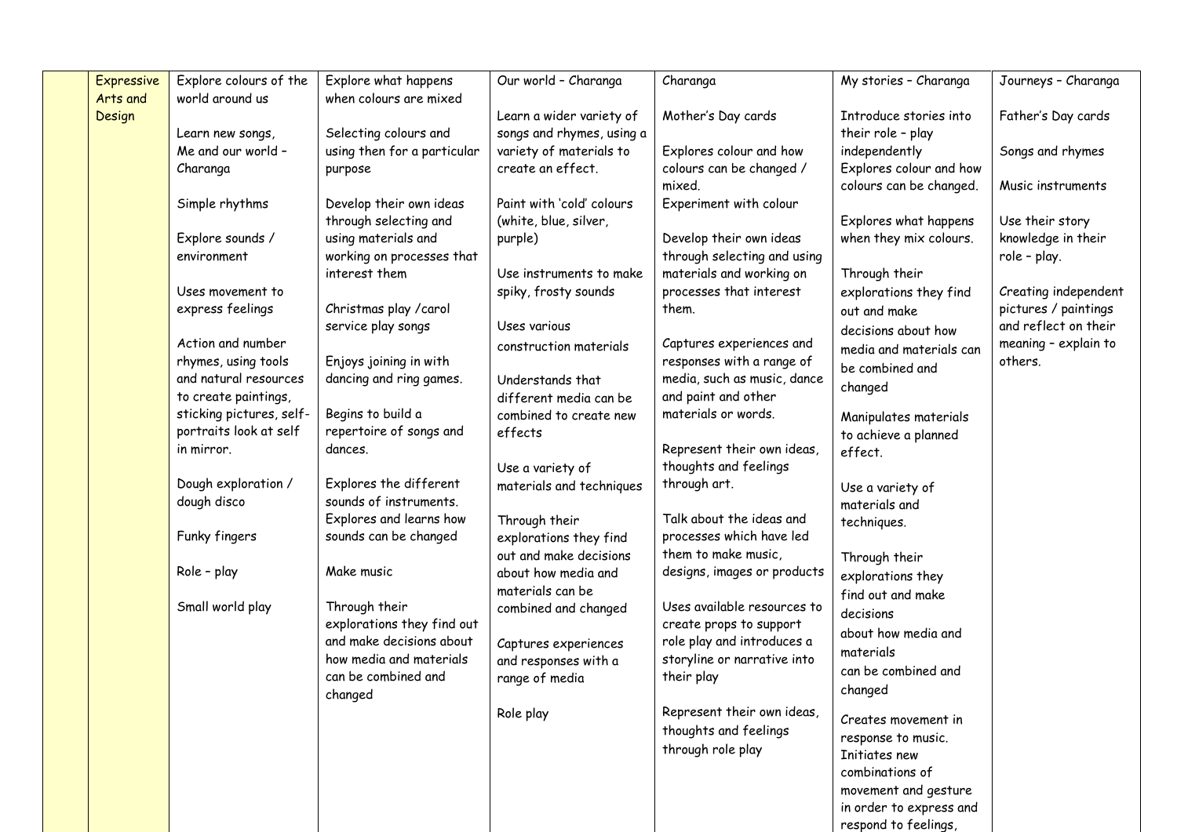| | | | | | | | |
|---|---|---|---|---|---|---|---|
| | Expressive Arts and Design | Explore colours of the world around us<br><br>Learn new songs, Me and our world – Charanga<br><br>Simple rhythms<br><br>Explore sounds / environment<br><br>Uses movement to express feelings<br><br>Action and number rhymes, using tools and natural resources to create paintings, sticking pictures, self-portraits look at self in mirror.<br><br>Dough exploration / dough disco<br><br>Funky fingers<br><br>Role – play<br><br>Small world play | Explore what happens when colours are mixed<br><br>Selecting colours and using then for a particular purpose<br><br>Develop their own ideas through selecting and using materials and working on processes that interest them<br><br>Christmas play /carol service play songs<br><br>Enjoys joining in with dancing and ring games.<br><br>Begins to build a repertoire of songs and dances.<br><br>Explores the different sounds of instruments. Explores and learns how sounds can be changed<br><br>Make music<br><br>Through their explorations they find out and make decisions about how media and materials can be combined and changed | Our world – Charanga<br><br>Learn a wider variety of songs and rhymes, using a variety of materials to create an effect.<br><br>Paint with 'cold' colours (white, blue, silver, purple)<br><br>Use instruments to make spiky, frosty sounds<br><br>Uses various construction materials<br><br>Understands that different media can be combined to create new effects<br><br>Use a variety of materials and techniques<br><br>Through their explorations they find out and make decisions about how media and materials can be combined and changed<br><br>Captures experiences and responses with a range of media<br><br>Role play | Charanga<br><br>Mother's Day cards<br><br>Explores colour and how colours can be changed / mixed.<br>Experiment with colour<br><br>Develop their own ideas through selecting and using materials and working on processes that interest them.<br><br>Captures experiences and responses with a range of media, such as music, dance and paint and other materials or words.<br><br>Represent their own ideas, thoughts and feelings through art.<br><br>Talk about the ideas and processes which have led them to make music, designs, images or products<br><br>Uses available resources to create props to support role play and introduces a storyline or narrative into their play<br><br>Represent their own ideas, thoughts and feelings through role play | My stories – Charanga<br><br>Introduce stories into their role – play independently<br>Explores colour and how colours can be changed.<br><br>Explores what happens when they mix colours.<br><br>Through their explorations they find out and make decisions about how media and materials can be combined and changed<br><br>Manipulates materials to achieve a planned effect.<br><br>Use a variety of materials and techniques.<br><br>Through their explorations they find out and make decisions about how media and materials can be combined and changed<br><br>Creates movement in response to music.<br>Initiates new combinations of movement and gesture in order to express and respond to feelings, | Journeys – Charanga<br><br>Father's Day cards<br><br>Songs and rhymes<br><br>Music instruments<br><br>Use their story knowledge in their role – play.<br><br>Creating independent pictures / paintings and reflect on their meaning – explain to others. |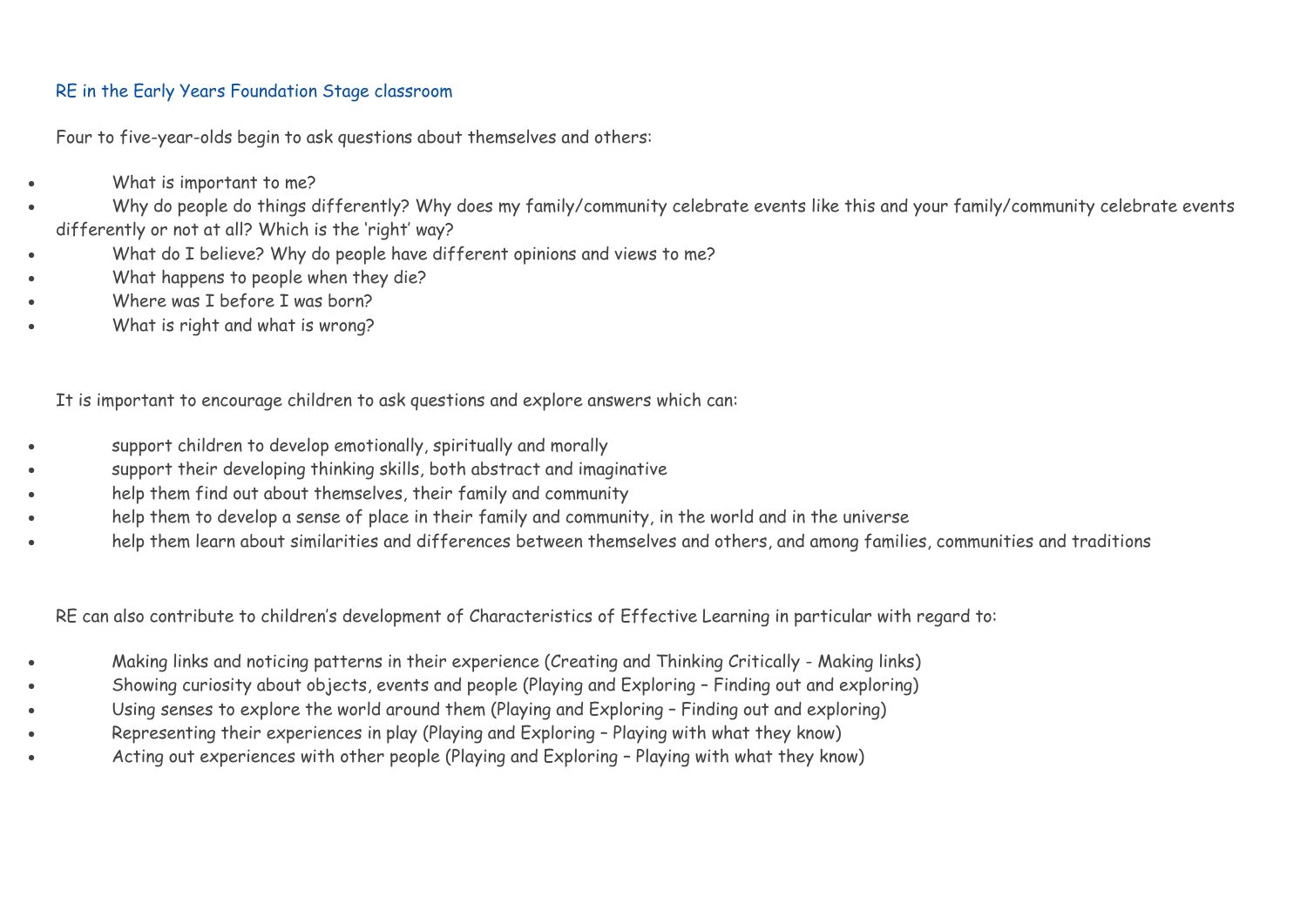## RE in the Early Years Foundation Stage classroom

Four to five-year-olds begin to ask questions about themselves and others:

- What is important to me?
- Why do people do things differently? Why does my family/community celebrate events like this and your family/community celebrate events differently or not at all? Which is the 'right' way?
- What do I believe? Why do people have different opinions and views to me?
- What happens to people when they die?
- Where was I before I was born?
- What is right and what is wrong?

It is important to encourage children to ask questions and explore answers which can:

- support children to develop emotionally, spiritually and morally
- support their developing thinking skills, both abstract and imaginative
- help them find out about themselves, their family and community
- help them to develop a sense of place in their family and community, in the world and in the universe
- help them learn about similarities and differences between themselves and others, and among families, communities and traditions

RE can also contribute to children's development of Characteristics of Effective Learning in particular with regard to:

- Making links and noticing patterns in their experience (Creating and Thinking Critically - Making links)
- Showing curiosity about objects, events and people (Playing and Exploring – Finding out and exploring)
- Using senses to explore the world around them (Playing and Exploring – Finding out and exploring)
- Representing their experiences in play (Playing and Exploring – Playing with what they know)
- Acting out experiences with other people (Playing and Exploring – Playing with what they know)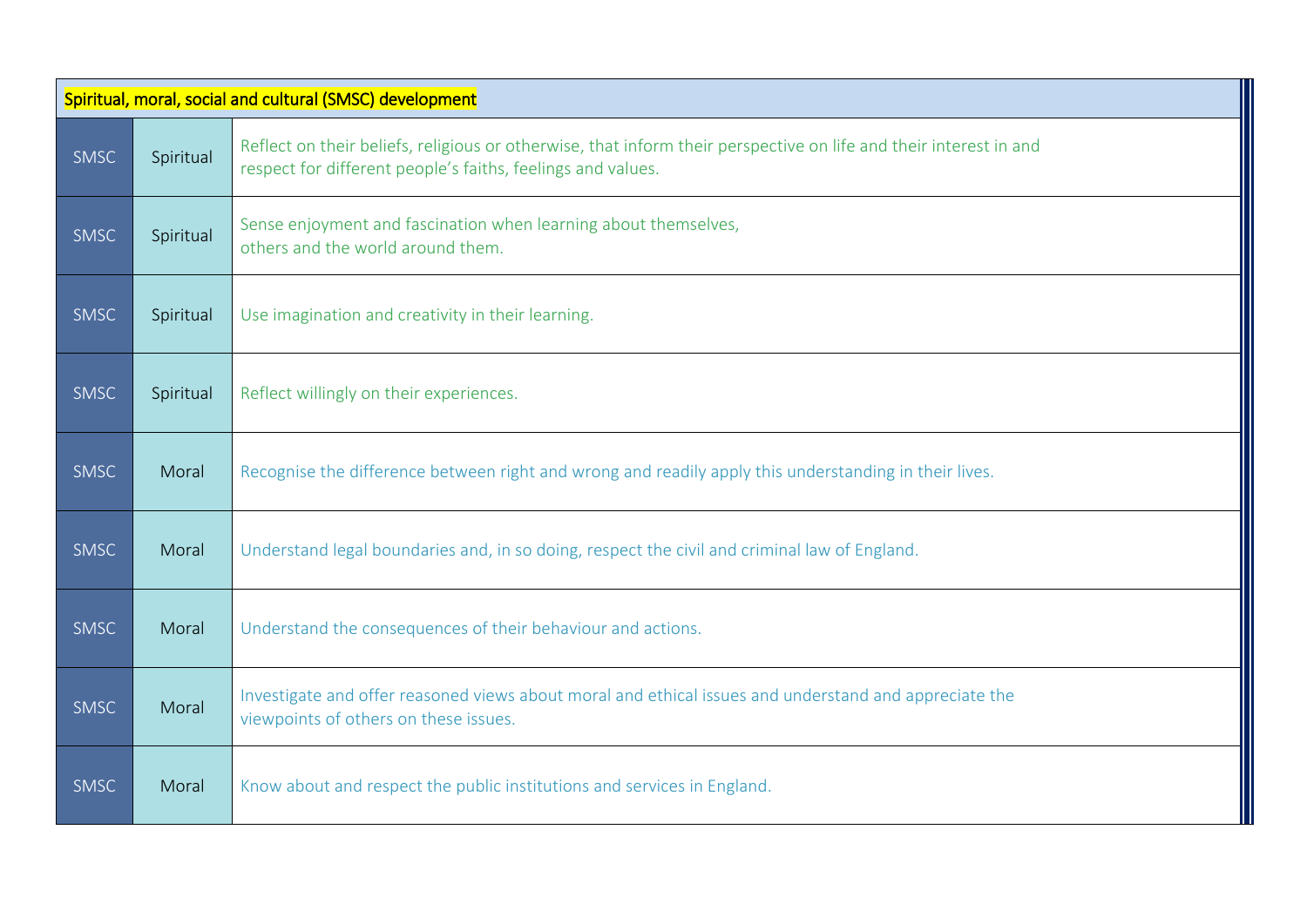| Spiritual, moral, social and cultural (SMSC) development | | |
|---|---|---|
| SMSC | Spiritual | Reflect on their beliefs, religious or otherwise, that inform their perspective on life and their interest in and respect for different people's faiths, feelings and values. |
| SMSC | Spiritual | Sense enjoyment and fascination when learning about themselves, others and the world around them. |
| SMSC | Spiritual | Use imagination and creativity in their learning. |
| SMSC | Spiritual | Reflect willingly on their experiences. |
| SMSC | Moral | Recognise the difference between right and wrong and readily apply this understanding in their lives. |
| SMSC | Moral | Understand legal boundaries and, in so doing, respect the civil and criminal law of England. |
| SMSC | Moral | Understand the consequences of their behaviour and actions. |
| SMSC | Moral | Investigate and offer reasoned views about moral and ethical issues and understand and appreciate the viewpoints of others on these issues. |
| SMSC | Moral | Know about and respect the public institutions and services in England. |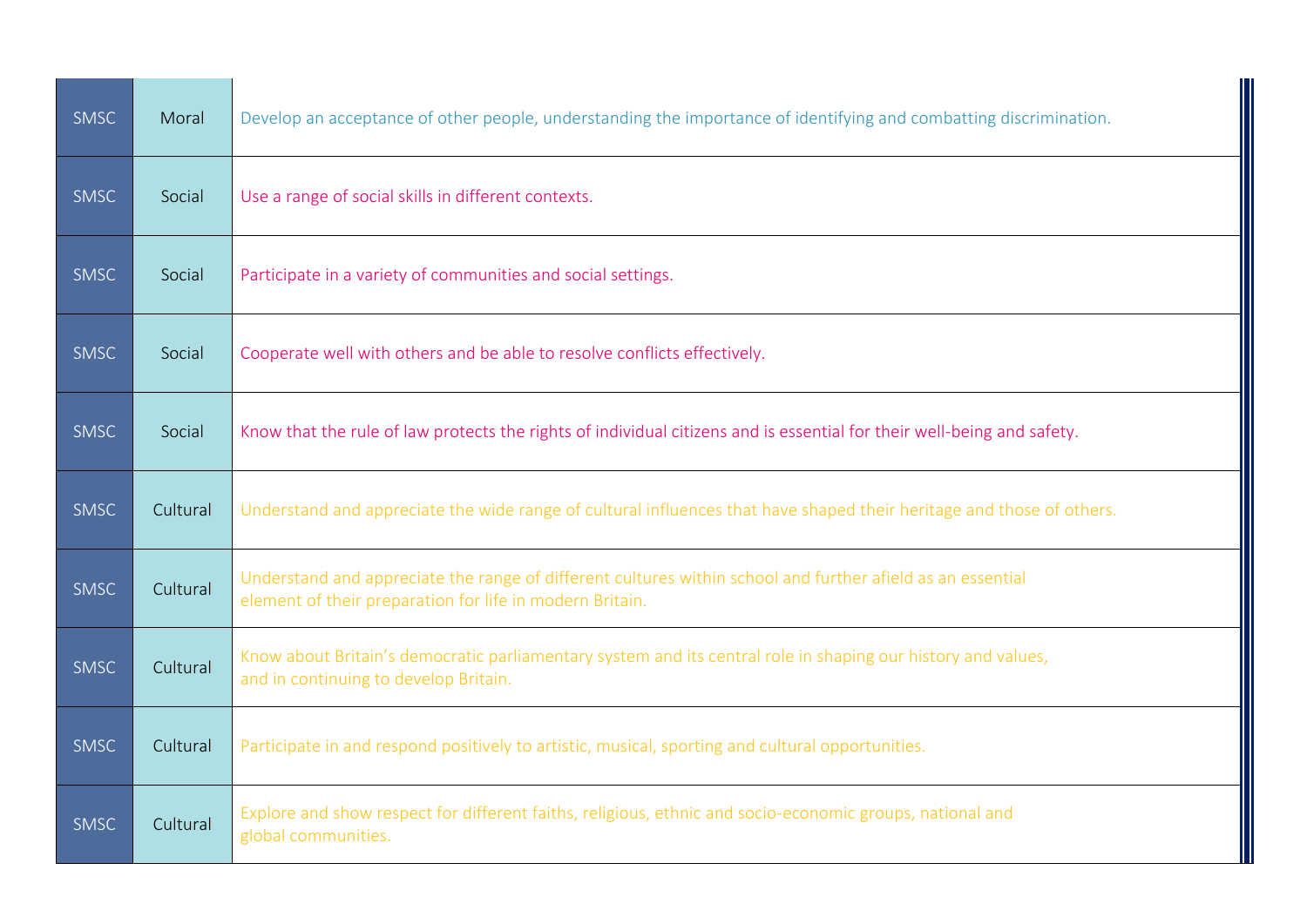| | | |
|---|---|---|
| SMSC | Moral | Develop an acceptance of other people, understanding the importance of identifying and combatting discrimination. |
| SMSC | Social | Use a range of social skills in different contexts. |
| SMSC | Social | Participate in a variety of communities and social settings. |
| SMSC | Social | Cooperate well with others and be able to resolve conflicts effectively. |
| SMSC | Social | Know that the rule of law protects the rights of individual citizens and is essential for their well-being and safety. |
| SMSC | Cultural | Understand and appreciate the wide range of cultural influences that have shaped their heritage and those of others. |
| SMSC | Cultural | Understand and appreciate the range of different cultures within school and further afield as an essential element of their preparation for life in modern Britain. |
| SMSC | Cultural | Know about Britain's democratic parliamentary system and its central role in shaping our history and values, and in continuing to develop Britain. |
| SMSC | Cultural | Participate in and respond positively to artistic, musical, sporting and cultural opportunities. |
| SMSC | Cultural | Explore and show respect for different faiths, religious, ethnic and socio-economic groups, national and global communities. |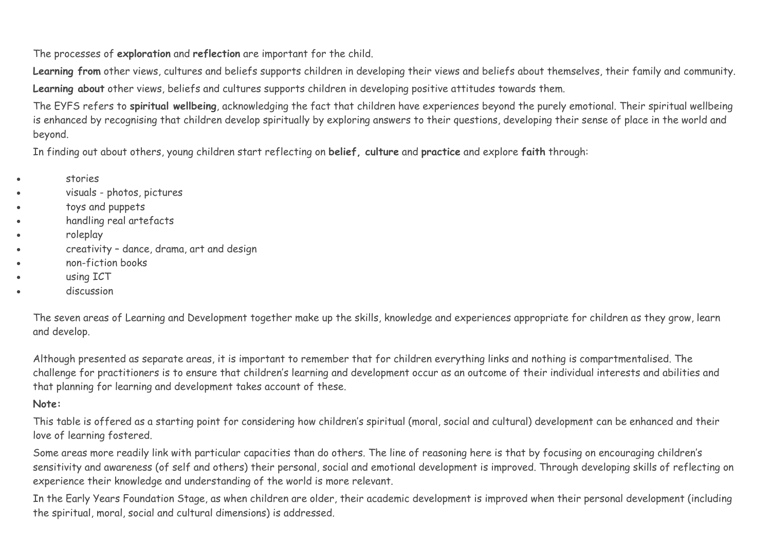The processes of **exploration** and **reflection** are important for the child.

**Learning from** other views, cultures and beliefs supports children in developing their views and beliefs about themselves, their family and community.

**Learning about** other views, beliefs and cultures supports children in developing positive attitudes towards them.

The EYFS refers to **spiritual wellbeing**, acknowledging the fact that children have experiences beyond the purely emotional. Their spiritual wellbeing is enhanced by recognising that children develop spiritually by exploring answers to their questions, developing their sense of place in the world and beyond.

In finding out about others, young children start reflecting on **belief, culture** and **practice** and explore **faith** through:

- stories
- visuals - photos, pictures
- toys and puppets
- handling real artefacts
- roleplay
- creativity – dance, drama, art and design
- non-fiction books
- using ICT
- discussion

The seven areas of Learning and Development together make up the skills, knowledge and experiences appropriate for children as they grow, learn and develop.

Although presented as separate areas, it is important to remember that for children everything links and nothing is compartmentalised. The challenge for practitioners is to ensure that children's learning and development occur as an outcome of their individual interests and abilities and that planning for learning and development takes account of these.

**Note:**

This table is offered as a starting point for considering how children's spiritual (moral, social and cultural) development can be enhanced and their love of learning fostered.

Some areas more readily link with particular capacities than do others. The line of reasoning here is that by focusing on encouraging children's sensitivity and awareness (of self and others) their personal, social and emotional development is improved. Through developing skills of reflecting on experience their knowledge and understanding of the world is more relevant.

In the Early Years Foundation Stage, as when children are older, their academic development is improved when their personal development (including the spiritual, moral, social and cultural dimensions) is addressed.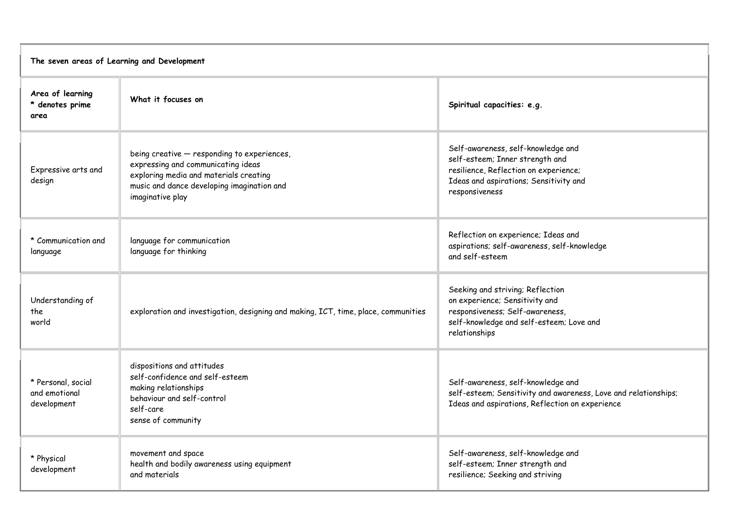| The seven areas of Learning and Development | | |
|---|---|---|
| **Area of learning * denotes prime area** | **What it focuses on** | **Spiritual capacities: e.g.** |
| Expressive arts and design | being creative — responding to experiences, expressing and communicating ideas exploring media and materials creating music and dance developing imagination and imaginative play | Self-awareness, self-knowledge and self-esteem; Inner strength and resilience, Reflection on experience; Ideas and aspirations; Sensitivity and responsiveness |
| * Communication and language | language for communication language for thinking | Reflection on experience; Ideas and aspirations; self-awareness, self-knowledge and self-esteem |
| Understanding of the world | exploration and investigation, designing and making, ICT, time, place, communities | Seeking and striving; Reflection on experience; Sensitivity and responsiveness; Self-awareness, self-knowledge and self-esteem; Love and relationships |
| * Personal, social and emotional development | dispositions and attitudes self-confidence and self-esteem making relationships behaviour and self-control self-care sense of community | Self-awareness, self-knowledge and self-esteem; Sensitivity and awareness, Love and relationships; Ideas and aspirations, Reflection on experience |
| * Physical development | movement and space health and bodily awareness using equipment and materials | Self-awareness, self-knowledge and self-esteem; Inner strength and resilience; Seeking and striving |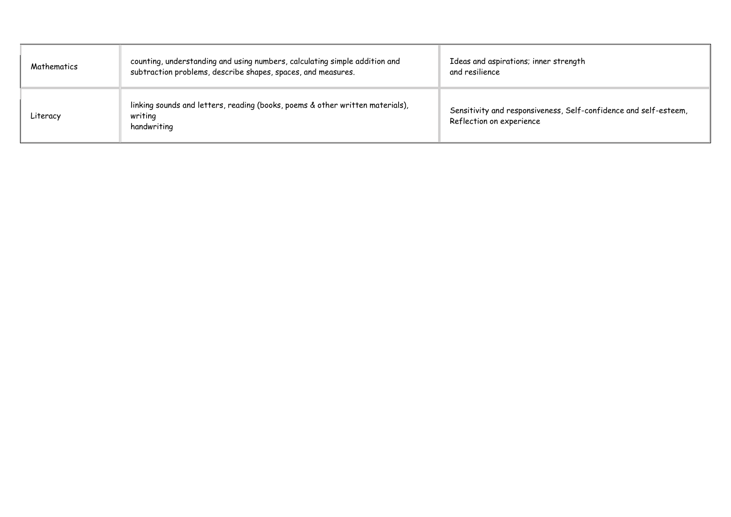| | | |
|---|---|---|
| Mathematics | counting, understanding and using numbers, calculating simple addition and subtraction problems, describe shapes, spaces, and measures. | Ideas and aspirations; inner strength and resilience |
| Literacy | linking sounds and letters, reading (books, poems & other written materials), writing handwriting | Sensitivity and responsiveness, Self-confidence and self-esteem, Reflection on experience |